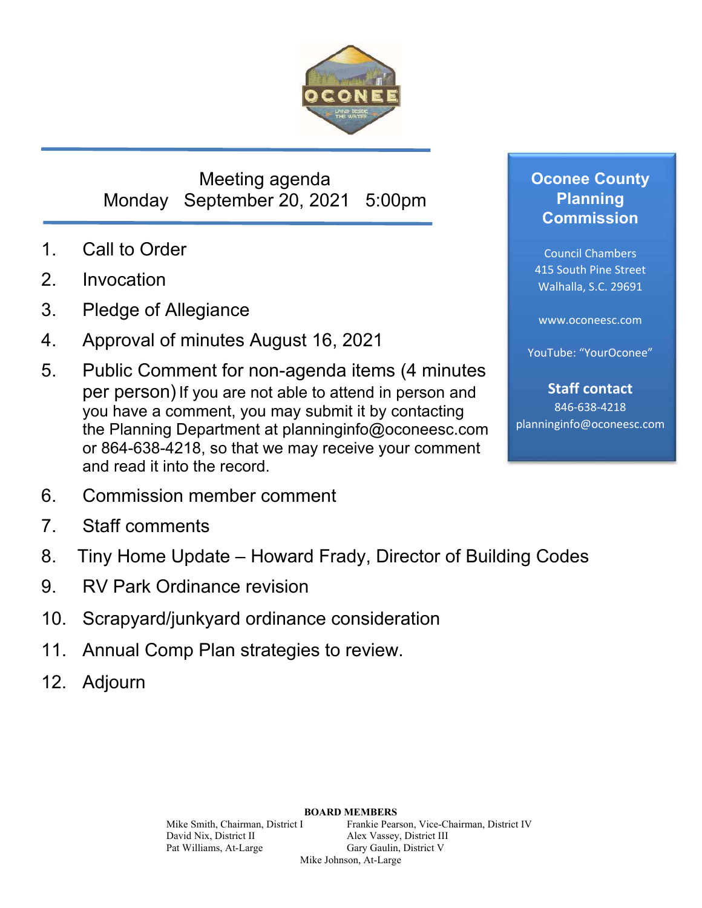OCONEE

LAND BESIDE THE WATER

Meeting agenda
Monday September 20, 2021 5:00pm

## Oconee County Planning Commission

Council Chambers
415 South Pine Street
Walhalla, S.C. 29691

www.oconeesc.com

YouTube: "YourOconee"

**Staff contact**
846-638-4218
planninginfo@oconeesc.com

1. Call to Order
2. Invocation
3. Pledge of Allegiance
4. Approval of minutes August 16, 2021
5. Public Comment for non-agenda items (4 minutes per person) If you are not able to attend in person and you have a comment, you may submit it by contacting the Planning Department at planninginfo@oconeesc.com or 864-638-4218, so that we may receive your comment and read it into the record.
6. Commission member comment
7. Staff comments
8. Tiny Home Update – Howard Frady, Director of Building Codes
9. RV Park Ordinance revision
10. Scrapyard/junkyard ordinance consideration
11. Annual Comp Plan strategies to review.
12. Adjourn

**BOARD MEMBERS**

Mike Smith, Chairman, District I
Frankie Pearson, Vice-Chairman, District IV
David Nix, District II
Alex Vassey, District III
Pat Williams, At-Large
Gary Gaulin, District V
Mike Johnson, At-Large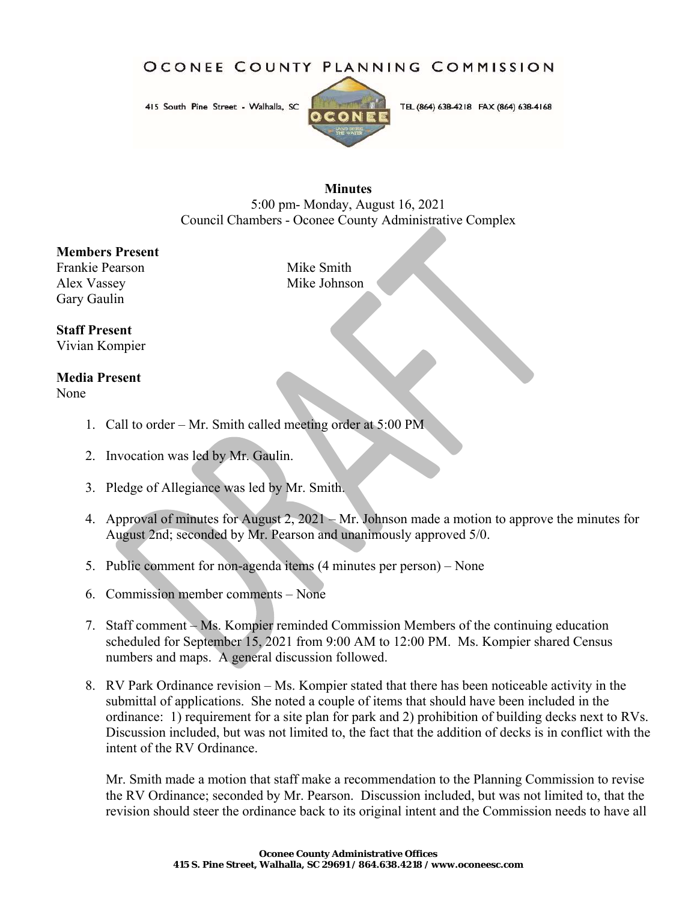OCONEE COUNTY PLANNING COMMISSION

415 South Pine Street - Walhalla, SC

TEL (864) 638-4218 FAX (864) 638-4168

**Minutes**

5:00 pm- Monday, August 16, 2021

Council Chambers - Oconee County Administrative Complex

**Members Present**

Frankie Pearson
Alex Vassey
Gary Gaulin
Mike Smith
Mike Johnson

**Staff Present**

Vivian Kompier

**Media Present**

None

1. Call to order – Mr. Smith called meeting order at 5:00 PM

2. Invocation was led by Mr. Gaulin.

3. Pledge of Allegiance was led by Mr. Smith.

4. Approval of minutes for August 2, 2021 – Mr. Johnson made a motion to approve the minutes for August 2nd; seconded by Mr. Pearson and unanimously approved 5/0.

5. Public comment for non-agenda items (4 minutes per person) – None

6. Commission member comments – None

7. Staff comment – Ms. Kompier reminded Commission Members of the continuing education scheduled for September 15, 2021 from 9:00 AM to 12:00 PM. Ms. Kompier shared Census numbers and maps. A general discussion followed.

8. RV Park Ordinance revision – Ms. Kompier stated that there has been noticeable activity in the submittal of applications. She noted a couple of items that should have been included in the ordinance: 1) requirement for a site plan for park and 2) prohibition of building decks next to RVs. Discussion included, but was not limited to, the fact that the addition of decks is in conflict with the intent of the RV Ordinance.

   Mr. Smith made a motion that staff make a recommendation to the Planning Commission to revise the RV Ordinance; seconded by Mr. Pearson. Discussion included, but was not limited to, that the revision should steer the ordinance back to its original intent and the Commission needs to have all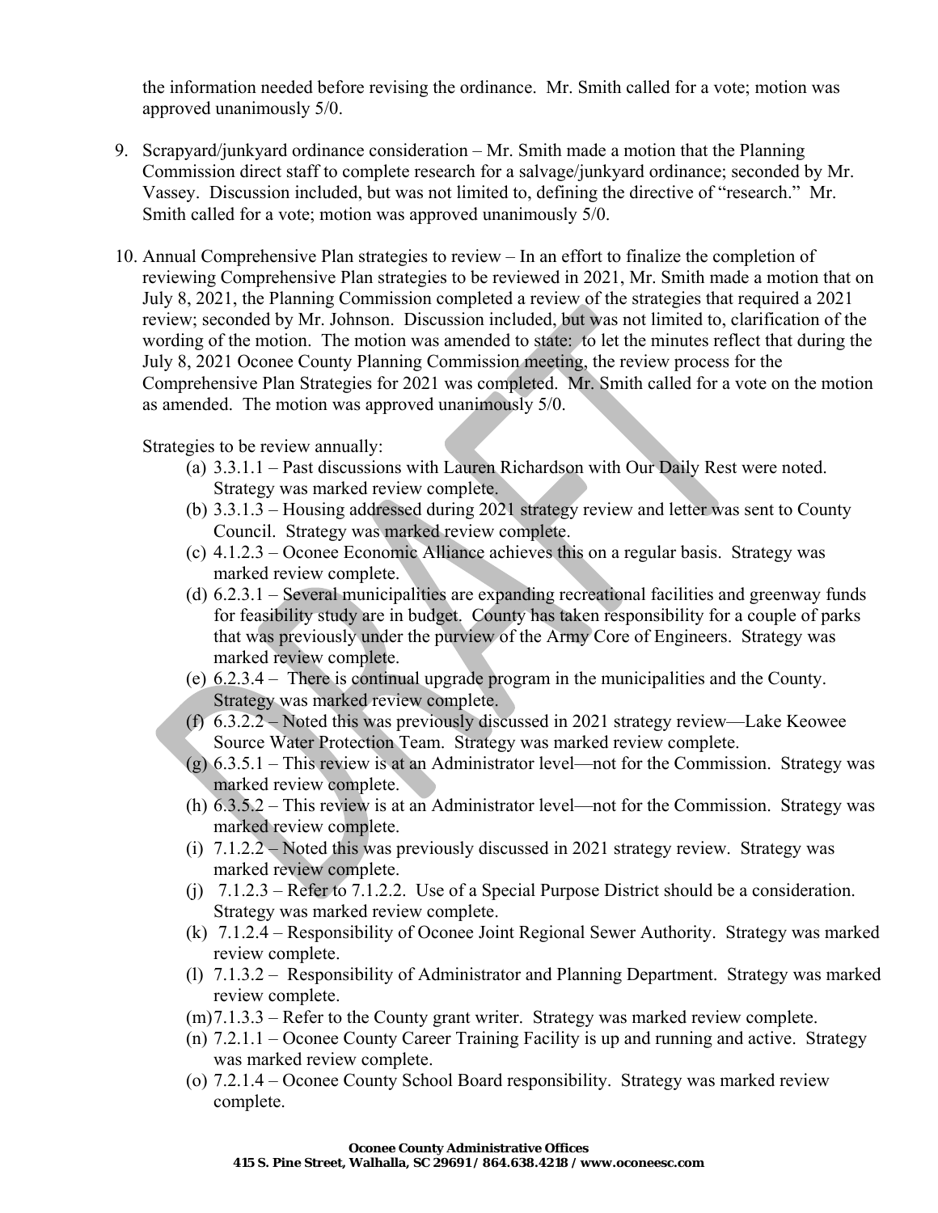the information needed before revising the ordinance. Mr. Smith called for a vote; motion was approved unanimously 5/0.

9. Scrapyard/junkyard ordinance consideration – Mr. Smith made a motion that the Planning Commission direct staff to complete research for a salvage/junkyard ordinance; seconded by Mr. Vassey. Discussion included, but was not limited to, defining the directive of "research." Mr. Smith called for a vote; motion was approved unanimously 5/0.

10. Annual Comprehensive Plan strategies to review – In an effort to finalize the completion of reviewing Comprehensive Plan strategies to be reviewed in 2021, Mr. Smith made a motion that on July 8, 2021, the Planning Commission completed a review of the strategies that required a 2021 review; seconded by Mr. Johnson. Discussion included, but was not limited to, clarification of the wording of the motion. The motion was amended to state: to let the minutes reflect that during the July 8, 2021 Oconee County Planning Commission meeting, the review process for the Comprehensive Plan Strategies for 2021 was completed. Mr. Smith called for a vote on the motion as amended. The motion was approved unanimously 5/0.

    Strategies to be review annually:

    (a) 3.3.1.1 – Past discussions with Lauren Richardson with Our Daily Rest were noted. Strategy was marked review complete.
    (b) 3.3.1.3 – Housing addressed during 2021 strategy review and letter was sent to County Council. Strategy was marked review complete.
    (c) 4.1.2.3 – Oconee Economic Alliance achieves this on a regular basis. Strategy was marked review complete.
    (d) 6.2.3.1 – Several municipalities are expanding recreational facilities and greenway funds for feasibility study are in budget. County has taken responsibility for a couple of parks that was previously under the purview of the Army Core of Engineers. Strategy was marked review complete.
    (e) 6.2.3.4 – There is continual upgrade program in the municipalities and the County. Strategy was marked review complete.
    (f) 6.3.2.2 – Noted this was previously discussed in 2021 strategy review—Lake Keowee Source Water Protection Team. Strategy was marked review complete.
    (g) 6.3.5.1 – This review is at an Administrator level—not for the Commission. Strategy was marked review complete.
    (h) 6.3.5.2 – This review is at an Administrator level—not for the Commission. Strategy was marked review complete.
    (i) 7.1.2.2 – Noted this was previously discussed in 2021 strategy review. Strategy was marked review complete.
    (j) 7.1.2.3 – Refer to 7.1.2.2. Use of a Special Purpose District should be a consideration. Strategy was marked review complete.
    (k) 7.1.2.4 – Responsibility of Oconee Joint Regional Sewer Authority. Strategy was marked review complete.
    (l) 7.1.3.2 – Responsibility of Administrator and Planning Department. Strategy was marked review complete.
    (m) 7.1.3.3 – Refer to the County grant writer. Strategy was marked review complete.
    (n) 7.2.1.1 – Oconee County Career Training Facility is up and running and active. Strategy was marked review complete.
    (o) 7.2.1.4 – Oconee County School Board responsibility. Strategy was marked review complete.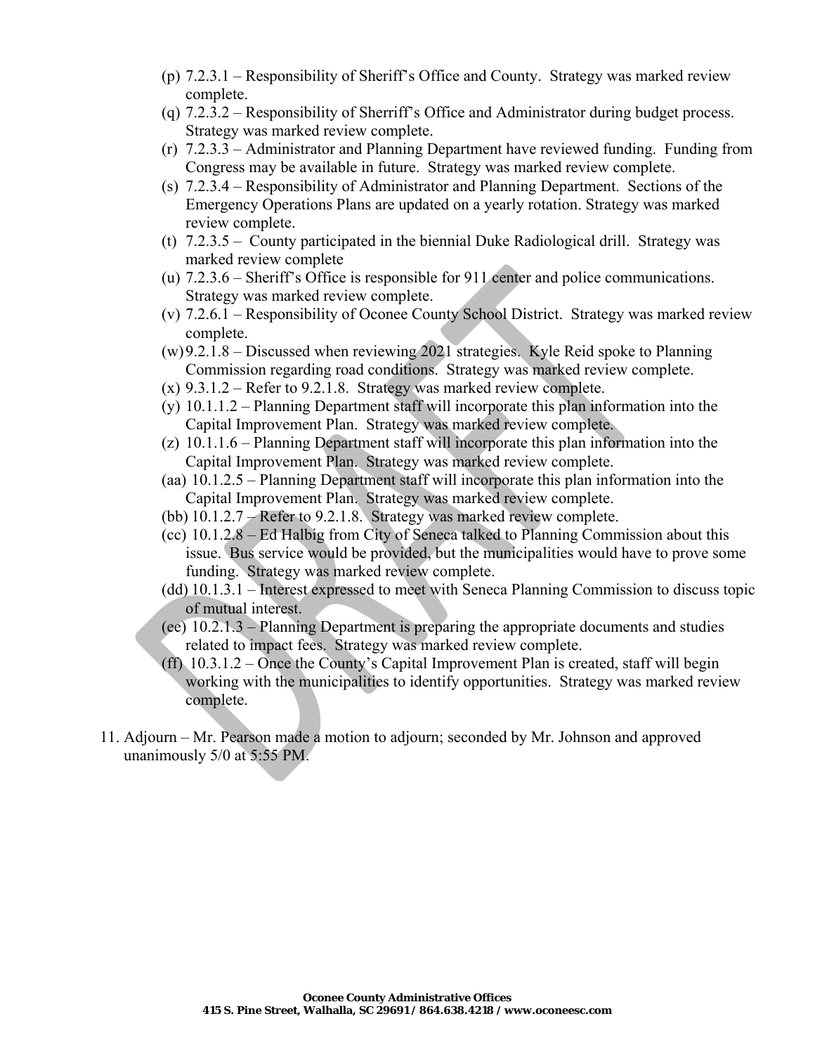(p) 7.2.3.1 – Responsibility of Sheriff's Office and County. Strategy was marked review complete.

(q) 7.2.3.2 – Responsibility of Sherriff's Office and Administrator during budget process. Strategy was marked review complete.

(r) 7.2.3.3 – Administrator and Planning Department have reviewed funding. Funding from Congress may be available in future. Strategy was marked review complete.

(s) 7.2.3.4 – Responsibility of Administrator and Planning Department. Sections of the Emergency Operations Plans are updated on a yearly rotation. Strategy was marked review complete.

(t) 7.2.3.5 – County participated in the biennial Duke Radiological drill. Strategy was marked review complete

(u) 7.2.3.6 – Sheriff's Office is responsible for 911 center and police communications. Strategy was marked review complete.

(v) 7.2.6.1 – Responsibility of Oconee County School District. Strategy was marked review complete.

(w) 9.2.1.8 – Discussed when reviewing 2021 strategies. Kyle Reid spoke to Planning Commission regarding road conditions. Strategy was marked review complete.

(x) 9.3.1.2 – Refer to 9.2.1.8. Strategy was marked review complete.

(y) 10.1.1.2 – Planning Department staff will incorporate this plan information into the Capital Improvement Plan. Strategy was marked review complete.

(z) 10.1.1.6 – Planning Department staff will incorporate this plan information into the Capital Improvement Plan. Strategy was marked review complete.

(aa) 10.1.2.5 – Planning Department staff will incorporate this plan information into the Capital Improvement Plan. Strategy was marked review complete.

(bb) 10.1.2.7 – Refer to 9.2.1.8. Strategy was marked review complete.

(cc) 10.1.2.8 – Ed Halbig from City of Seneca talked to Planning Commission about this issue. Bus service would be provided, but the municipalities would have to prove some funding. Strategy was marked review complete.

(dd) 10.1.3.1 – Interest expressed to meet with Seneca Planning Commission to discuss topic of mutual interest.

(ee) 10.2.1.3 – Planning Department is preparing the appropriate documents and studies related to impact fees. Strategy was marked review complete.

(ff) 10.3.1.2 – Once the County's Capital Improvement Plan is created, staff will begin working with the municipalities to identify opportunities. Strategy was marked review complete.

11. Adjourn – Mr. Pearson made a motion to adjourn; seconded by Mr. Johnson and approved unanimously 5/0 at 5:55 PM.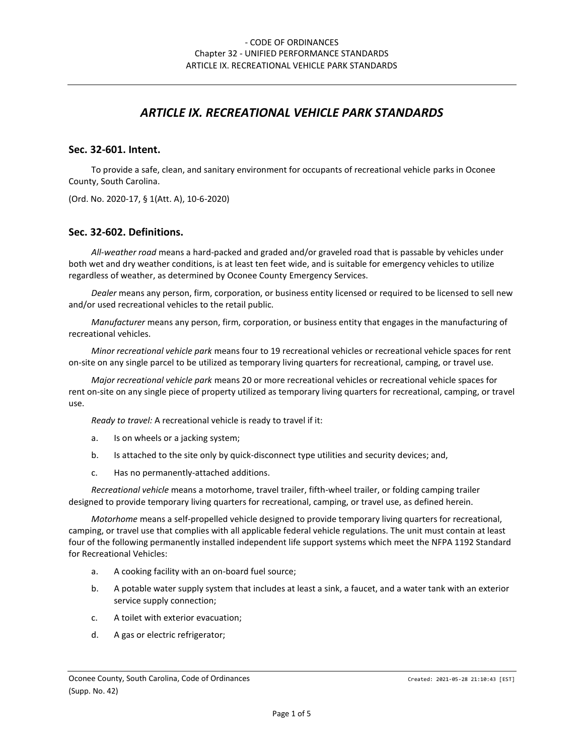# ARTICLE IX. RECREATIONAL VEHICLE PARK STANDARDS

## Sec. 32-601. Intent.

To provide a safe, clean, and sanitary environment for occupants of recreational vehicle parks in Oconee County, South Carolina.

(Ord. No. 2020-17, § 1(Att. A), 10-6-2020)

## Sec. 32-602. Definitions.

*All-weather road* means a hard-packed and graded and/or graveled road that is passable by vehicles under both wet and dry weather conditions, is at least ten feet wide, and is suitable for emergency vehicles to utilize regardless of weather, as determined by Oconee County Emergency Services.

*Dealer* means any person, firm, corporation, or business entity licensed or required to be licensed to sell new and/or used recreational vehicles to the retail public.

*Manufacturer* means any person, firm, corporation, or business entity that engages in the manufacturing of recreational vehicles.

*Minor recreational vehicle park* means four to 19 recreational vehicles or recreational vehicle spaces for rent on-site on any single parcel to be utilized as temporary living quarters for recreational, camping, or travel use.

*Major recreational vehicle park* means 20 or more recreational vehicles or recreational vehicle spaces for rent on-site on any single piece of property utilized as temporary living quarters for recreational, camping, or travel use.

*Ready to travel:* A recreational vehicle is ready to travel if it:

a. Is on wheels or a jacking system;

b. Is attached to the site only by quick-disconnect type utilities and security devices; and,

c. Has no permanently-attached additions.

*Recreational vehicle* means a motorhome, travel trailer, fifth-wheel trailer, or folding camping trailer designed to provide temporary living quarters for recreational, camping, or travel use, as defined herein.

*Motorhome* means a self-propelled vehicle designed to provide temporary living quarters for recreational, camping, or travel use that complies with all applicable federal vehicle regulations. The unit must contain at least four of the following permanently installed independent life support systems which meet the NFPA 1192 Standard for Recreational Vehicles:

a. A cooking facility with an on-board fuel source;

b. A potable water supply system that includes at least a sink, a faucet, and a water tank with an exterior service supply connection;

c. A toilet with exterior evacuation;

d. A gas or electric refrigerator;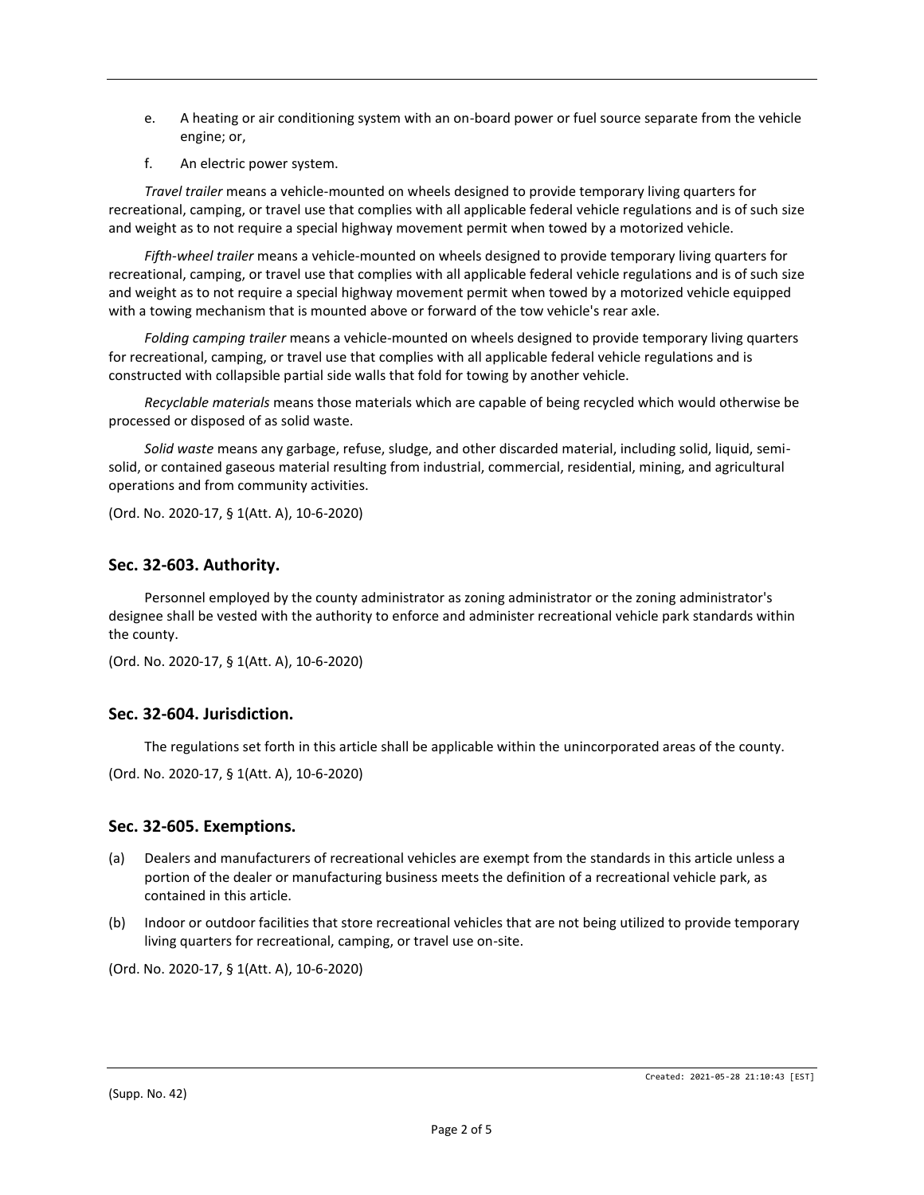e. A heating or air conditioning system with an on-board power or fuel source separate from the vehicle engine; or,

f. An electric power system.

*Travel trailer* means a vehicle-mounted on wheels designed to provide temporary living quarters for recreational, camping, or travel use that complies with all applicable federal vehicle regulations and is of such size and weight as to not require a special highway movement permit when towed by a motorized vehicle.

*Fifth-wheel trailer* means a vehicle-mounted on wheels designed to provide temporary living quarters for recreational, camping, or travel use that complies with all applicable federal vehicle regulations and is of such size and weight as to not require a special highway movement permit when towed by a motorized vehicle equipped with a towing mechanism that is mounted above or forward of the tow vehicle's rear axle.

*Folding camping trailer* means a vehicle-mounted on wheels designed to provide temporary living quarters for recreational, camping, or travel use that complies with all applicable federal vehicle regulations and is constructed with collapsible partial side walls that fold for towing by another vehicle.

*Recyclable materials* means those materials which are capable of being recycled which would otherwise be processed or disposed of as solid waste.

*Solid waste* means any garbage, refuse, sludge, and other discarded material, including solid, liquid, semi-solid, or contained gaseous material resulting from industrial, commercial, residential, mining, and agricultural operations and from community activities.

(Ord. No. 2020-17, § 1(Att. A), 10-6-2020)

## Sec. 32-603. Authority.

Personnel employed by the county administrator as zoning administrator or the zoning administrator's designee shall be vested with the authority to enforce and administer recreational vehicle park standards within the county.

(Ord. No. 2020-17, § 1(Att. A), 10-6-2020)

## Sec. 32-604. Jurisdiction.

The regulations set forth in this article shall be applicable within the unincorporated areas of the county.

(Ord. No. 2020-17, § 1(Att. A), 10-6-2020)

## Sec. 32-605. Exemptions.

(a) Dealers and manufacturers of recreational vehicles are exempt from the standards in this article unless a portion of the dealer or manufacturing business meets the definition of a recreational vehicle park, as contained in this article.

(b) Indoor or outdoor facilities that store recreational vehicles that are not being utilized to provide temporary living quarters for recreational, camping, or travel use on-site.

(Ord. No. 2020-17, § 1(Att. A), 10-6-2020)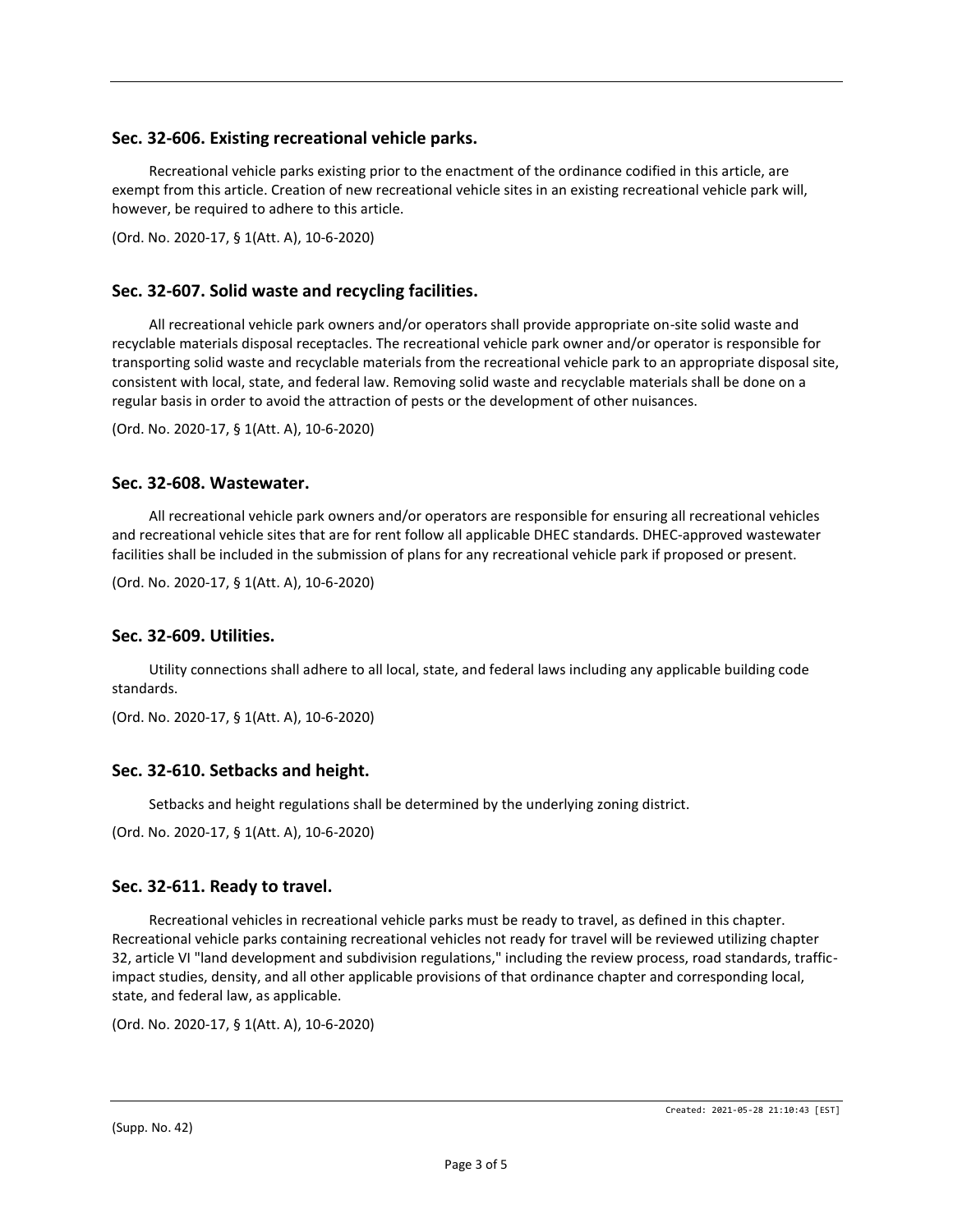## Sec. 32-606. Existing recreational vehicle parks.

Recreational vehicle parks existing prior to the enactment of the ordinance codified in this article, are exempt from this article. Creation of new recreational vehicle sites in an existing recreational vehicle park will, however, be required to adhere to this article.

(Ord. No. 2020-17, § 1(Att. A), 10-6-2020)

## Sec. 32-607. Solid waste and recycling facilities.

All recreational vehicle park owners and/or operators shall provide appropriate on-site solid waste and recyclable materials disposal receptacles. The recreational vehicle park owner and/or operator is responsible for transporting solid waste and recyclable materials from the recreational vehicle park to an appropriate disposal site, consistent with local, state, and federal law. Removing solid waste and recyclable materials shall be done on a regular basis in order to avoid the attraction of pests or the development of other nuisances.

(Ord. No. 2020-17, § 1(Att. A), 10-6-2020)

## Sec. 32-608. Wastewater.

All recreational vehicle park owners and/or operators are responsible for ensuring all recreational vehicles and recreational vehicle sites that are for rent follow all applicable DHEC standards. DHEC-approved wastewater facilities shall be included in the submission of plans for any recreational vehicle park if proposed or present.

(Ord. No. 2020-17, § 1(Att. A), 10-6-2020)

## Sec. 32-609. Utilities.

Utility connections shall adhere to all local, state, and federal laws including any applicable building code standards.

(Ord. No. 2020-17, § 1(Att. A), 10-6-2020)

## Sec. 32-610. Setbacks and height.

Setbacks and height regulations shall be determined by the underlying zoning district.

(Ord. No. 2020-17, § 1(Att. A), 10-6-2020)

## Sec. 32-611. Ready to travel.

Recreational vehicles in recreational vehicle parks must be ready to travel, as defined in this chapter. Recreational vehicle parks containing recreational vehicles not ready for travel will be reviewed utilizing chapter 32, article VI "land development and subdivision regulations," including the review process, road standards, traffic-impact studies, density, and all other applicable provisions of that ordinance chapter and corresponding local, state, and federal law, as applicable.

(Ord. No. 2020-17, § 1(Att. A), 10-6-2020)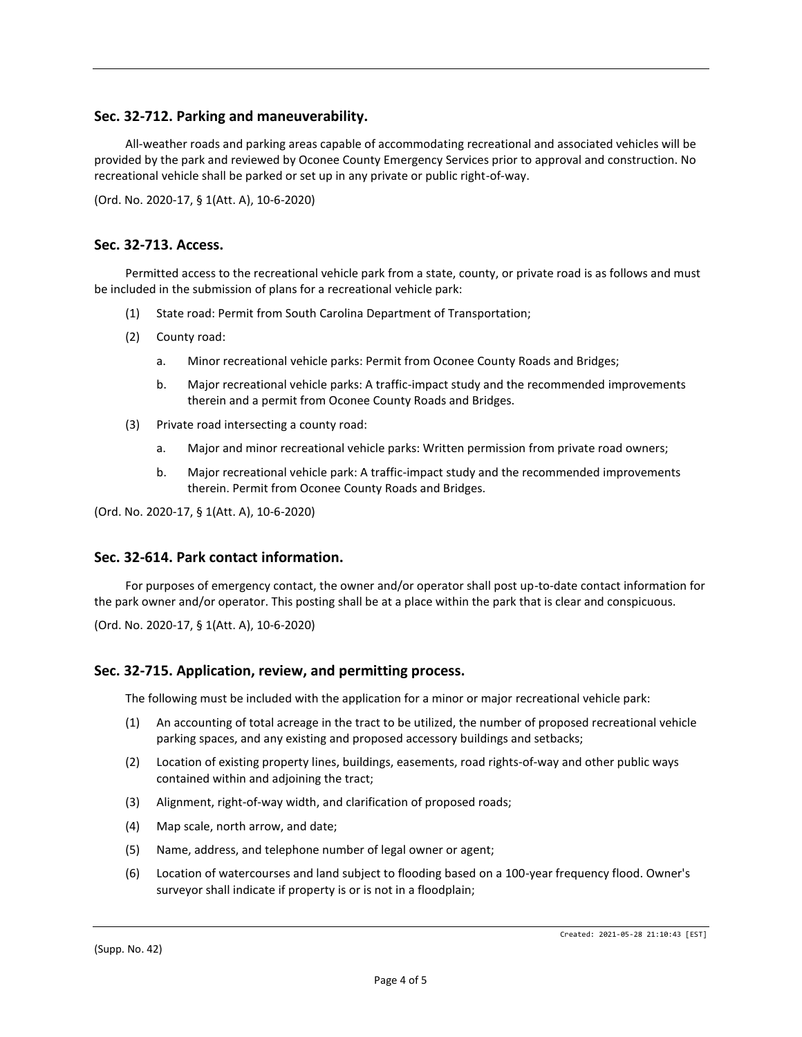## Sec. 32-712. Parking and maneuverability.

All-weather roads and parking areas capable of accommodating recreational and associated vehicles will be provided by the park and reviewed by Oconee County Emergency Services prior to approval and construction. No recreational vehicle shall be parked or set up in any private or public right-of-way.

(Ord. No. 2020-17, § 1(Att. A), 10-6-2020)

## Sec. 32-713. Access.

Permitted access to the recreational vehicle park from a state, county, or private road is as follows and must be included in the submission of plans for a recreational vehicle park:

(1) State road: Permit from South Carolina Department of Transportation;

(2) County road:

  a. Minor recreational vehicle parks: Permit from Oconee County Roads and Bridges;

  b. Major recreational vehicle parks: A traffic-impact study and the recommended improvements therein and a permit from Oconee County Roads and Bridges.

(3) Private road intersecting a county road:

  a. Major and minor recreational vehicle parks: Written permission from private road owners;

  b. Major recreational vehicle park: A traffic-impact study and the recommended improvements therein. Permit from Oconee County Roads and Bridges.

(Ord. No. 2020-17, § 1(Att. A), 10-6-2020)

## Sec. 32-614. Park contact information.

For purposes of emergency contact, the owner and/or operator shall post up-to-date contact information for the park owner and/or operator. This posting shall be at a place within the park that is clear and conspicuous.

(Ord. No. 2020-17, § 1(Att. A), 10-6-2020)

## Sec. 32-715. Application, review, and permitting process.

The following must be included with the application for a minor or major recreational vehicle park:

(1) An accounting of total acreage in the tract to be utilized, the number of proposed recreational vehicle parking spaces, and any existing and proposed accessory buildings and setbacks;

(2) Location of existing property lines, buildings, easements, road rights-of-way and other public ways contained within and adjoining the tract;

(3) Alignment, right-of-way width, and clarification of proposed roads;

(4) Map scale, north arrow, and date;

(5) Name, address, and telephone number of legal owner or agent;

(6) Location of watercourses and land subject to flooding based on a 100-year frequency flood. Owner's surveyor shall indicate if property is or is not in a floodplain;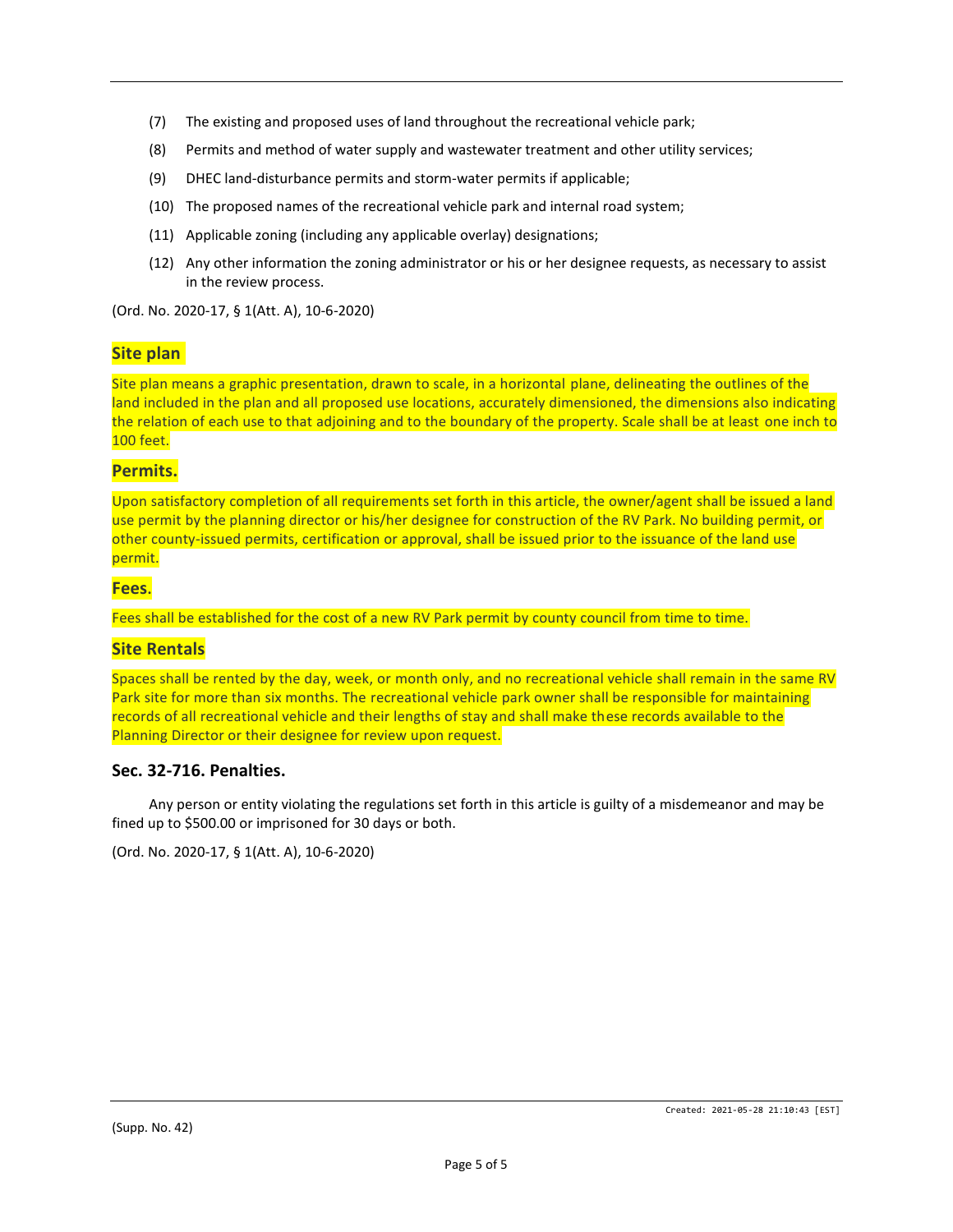(7) The existing and proposed uses of land throughout the recreational vehicle park;

(8) Permits and method of water supply and wastewater treatment and other utility services;

(9) DHEC land-disturbance permits and storm-water permits if applicable;

(10) The proposed names of the recreational vehicle park and internal road system;

(11) Applicable zoning (including any applicable overlay) designations;

(12) Any other information the zoning administrator or his or her designee requests, as necessary to assist in the review process.

(Ord. No. 2020-17, § 1(Att. A), 10-6-2020)

### Site plan

Site plan means a graphic presentation, drawn to scale, in a horizontal plane, delineating the outlines of the land included in the plan and all proposed use locations, accurately dimensioned, the dimensions also indicating the relation of each use to that adjoining and to the boundary of the property. Scale shall be at least one inch to 100 feet.

### Permits.

Upon satisfactory completion of all requirements set forth in this article, the owner/agent shall be issued a land use permit by the planning director or his/her designee for construction of the RV Park. No building permit, or other county-issued permits, certification or approval, shall be issued prior to the issuance of the land use permit.

### Fees.

Fees shall be established for the cost of a new RV Park permit by county council from time to time.

### Site Rentals

Spaces shall be rented by the day, week, or month only, and no recreational vehicle shall remain in the same RV Park site for more than six months. The recreational vehicle park owner shall be responsible for maintaining records of all recreational vehicle and their lengths of stay and shall make these records available to the Planning Director or their designee for review upon request.

### Sec. 32-716. Penalties.

Any person or entity violating the regulations set forth in this article is guilty of a misdemeanor and may be fined up to $500.00 or imprisoned for 30 days or both.

(Ord. No. 2020-17, § 1(Att. A), 10-6-2020)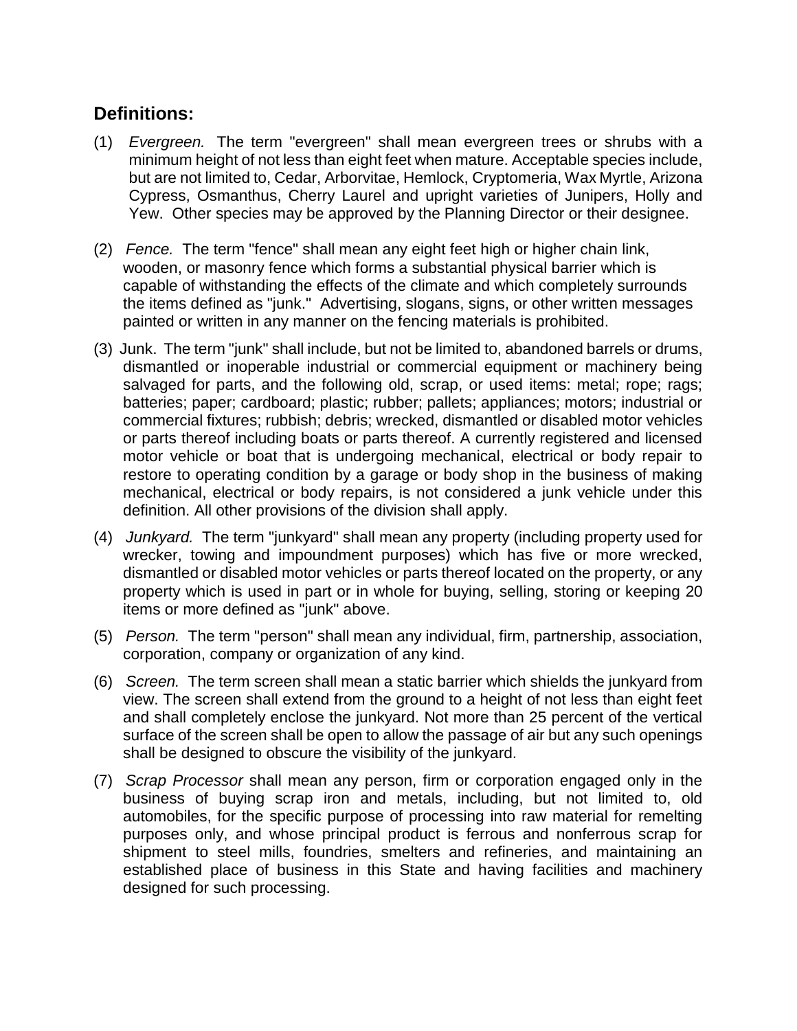## Definitions:

(1) *Evergreen.* The term "evergreen" shall mean evergreen trees or shrubs with a minimum height of not less than eight feet when mature. Acceptable species include, but are not limited to, Cedar, Arborvitae, Hemlock, Cryptomeria, Wax Myrtle, Arizona Cypress, Osmanthus, Cherry Laurel and upright varieties of Junipers, Holly and Yew. Other species may be approved by the Planning Director or their designee.

(2) *Fence.* The term "fence" shall mean any eight feet high or higher chain link, wooden, or masonry fence which forms a substantial physical barrier which is capable of withstanding the effects of the climate and which completely surrounds the items defined as "junk." Advertising, slogans, signs, or other written messages painted or written in any manner on the fencing materials is prohibited.

(3) Junk. The term "junk" shall include, but not be limited to, abandoned barrels or drums, dismantled or inoperable industrial or commercial equipment or machinery being salvaged for parts, and the following old, scrap, or used items: metal; rope; rags; batteries; paper; cardboard; plastic; rubber; pallets; appliances; motors; industrial or commercial fixtures; rubbish; debris; wrecked, dismantled or disabled motor vehicles or parts thereof including boats or parts thereof. A currently registered and licensed motor vehicle or boat that is undergoing mechanical, electrical or body repair to restore to operating condition by a garage or body shop in the business of making mechanical, electrical or body repairs, is not considered a junk vehicle under this definition. All other provisions of the division shall apply.

(4) *Junkyard.* The term "junkyard" shall mean any property (including property used for wrecker, towing and impoundment purposes) which has five or more wrecked, dismantled or disabled motor vehicles or parts thereof located on the property, or any property which is used in part or in whole for buying, selling, storing or keeping 20 items or more defined as "junk" above.

(5) *Person.* The term "person" shall mean any individual, firm, partnership, association, corporation, company or organization of any kind.

(6) *Screen.* The term screen shall mean a static barrier which shields the junkyard from view. The screen shall extend from the ground to a height of not less than eight feet and shall completely enclose the junkyard. Not more than 25 percent of the vertical surface of the screen shall be open to allow the passage of air but any such openings shall be designed to obscure the visibility of the junkyard.

(7) *Scrap Processor* shall mean any person, firm or corporation engaged only in the business of buying scrap iron and metals, including, but not limited to, old automobiles, for the specific purpose of processing into raw material for remelting purposes only, and whose principal product is ferrous and nonferrous scrap for shipment to steel mills, foundries, smelters and refineries, and maintaining an established place of business in this State and having facilities and machinery designed for such processing.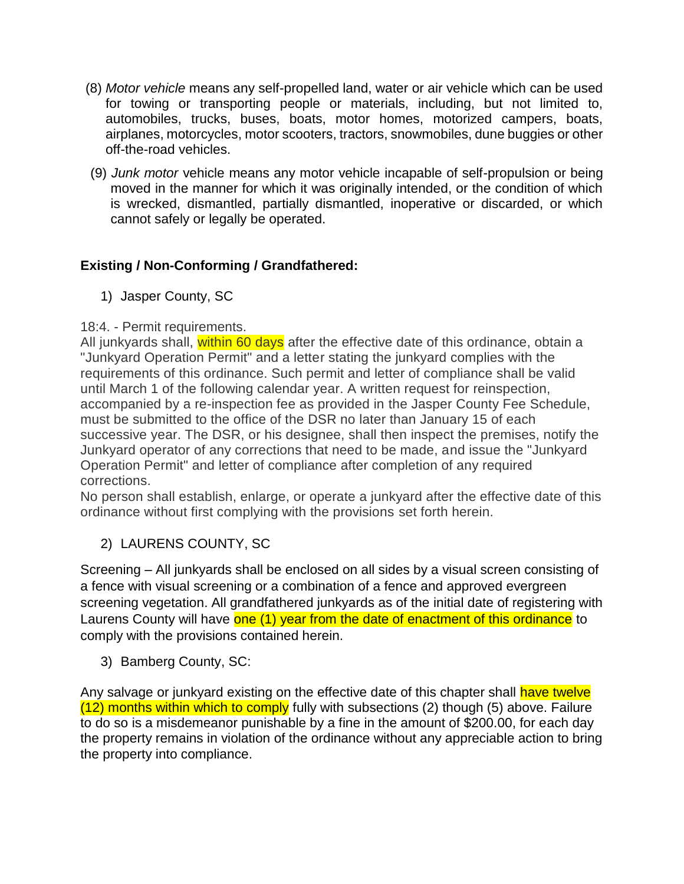(8) *Motor vehicle* means any self-propelled land, water or air vehicle which can be used for towing or transporting people or materials, including, but not limited to, automobiles, trucks, buses, boats, motor homes, motorized campers, boats, airplanes, motorcycles, motor scooters, tractors, snowmobiles, dune buggies or other off-the-road vehicles.

(9) *Junk motor* vehicle means any motor vehicle incapable of self-propulsion or being moved in the manner for which it was originally intended, or the condition of which is wrecked, dismantled, partially dismantled, inoperative or discarded, or which cannot safely or legally be operated.

**Existing / Non-Conforming / Grandfathered:**

1) Jasper County, SC

18:4. - Permit requirements.
All junkyards shall, within 60 days after the effective date of this ordinance, obtain a "Junkyard Operation Permit" and a letter stating the junkyard complies with the requirements of this ordinance. Such permit and letter of compliance shall be valid until March 1 of the following calendar year. A written request for reinspection, accompanied by a re-inspection fee as provided in the Jasper County Fee Schedule, must be submitted to the office of the DSR no later than January 15 of each successive year. The DSR, or his designee, shall then inspect the premises, notify the Junkyard operator of any corrections that need to be made, and issue the "Junkyard Operation Permit" and letter of compliance after completion of any required corrections.
No person shall establish, enlarge, or operate a junkyard after the effective date of this ordinance without first complying with the provisions set forth herein.

2) LAURENS COUNTY, SC

Screening – All junkyards shall be enclosed on all sides by a visual screen consisting of a fence with visual screening or a combination of a fence and approved evergreen screening vegetation. All grandfathered junkyards as of the initial date of registering with Laurens County will have one (1) year from the date of enactment of this ordinance to comply with the provisions contained herein.

3) Bamberg County, SC:

Any salvage or junkyard existing on the effective date of this chapter shall have twelve (12) months within which to comply fully with subsections (2) though (5) above. Failure to do so is a misdemeanor punishable by a fine in the amount of $200.00, for each day the property remains in violation of the ordinance without any appreciable action to bring the property into compliance.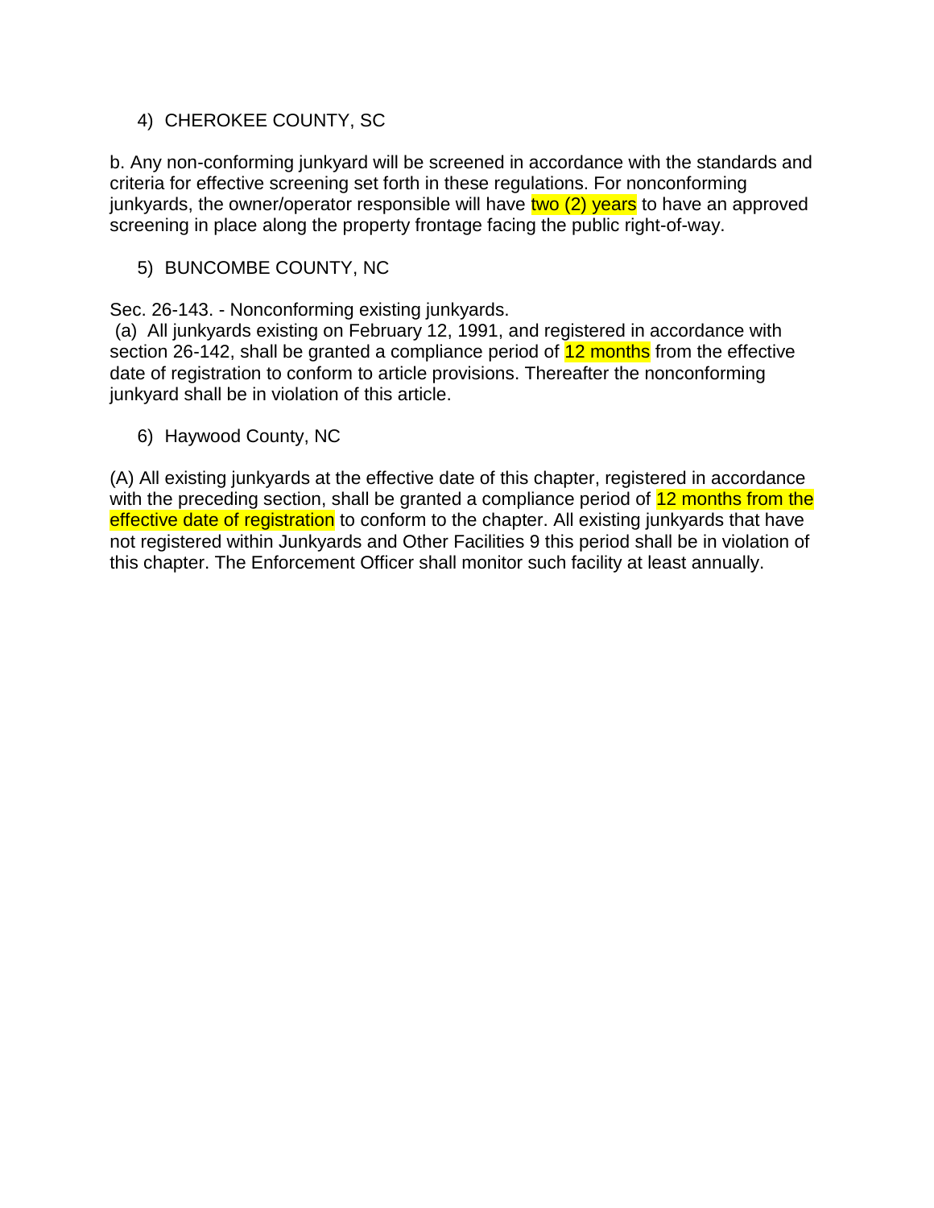4) CHEROKEE COUNTY, SC

b. Any non-conforming junkyard will be screened in accordance with the standards and criteria for effective screening set forth in these regulations. For nonconforming junkyards, the owner/operator responsible will have two (2) years to have an approved screening in place along the property frontage facing the public right-of-way.

5) BUNCOMBE COUNTY, NC

Sec. 26-143. - Nonconforming existing junkyards.
(a) All junkyards existing on February 12, 1991, and registered in accordance with section 26-142, shall be granted a compliance period of 12 months from the effective date of registration to conform to article provisions. Thereafter the nonconforming junkyard shall be in violation of this article.

6) Haywood County, NC

(A) All existing junkyards at the effective date of this chapter, registered in accordance with the preceding section, shall be granted a compliance period of 12 months from the effective date of registration to conform to the chapter. All existing junkyards that have not registered within Junkyards and Other Facilities 9 this period shall be in violation of this chapter. The Enforcement Officer shall monitor such facility at least annually.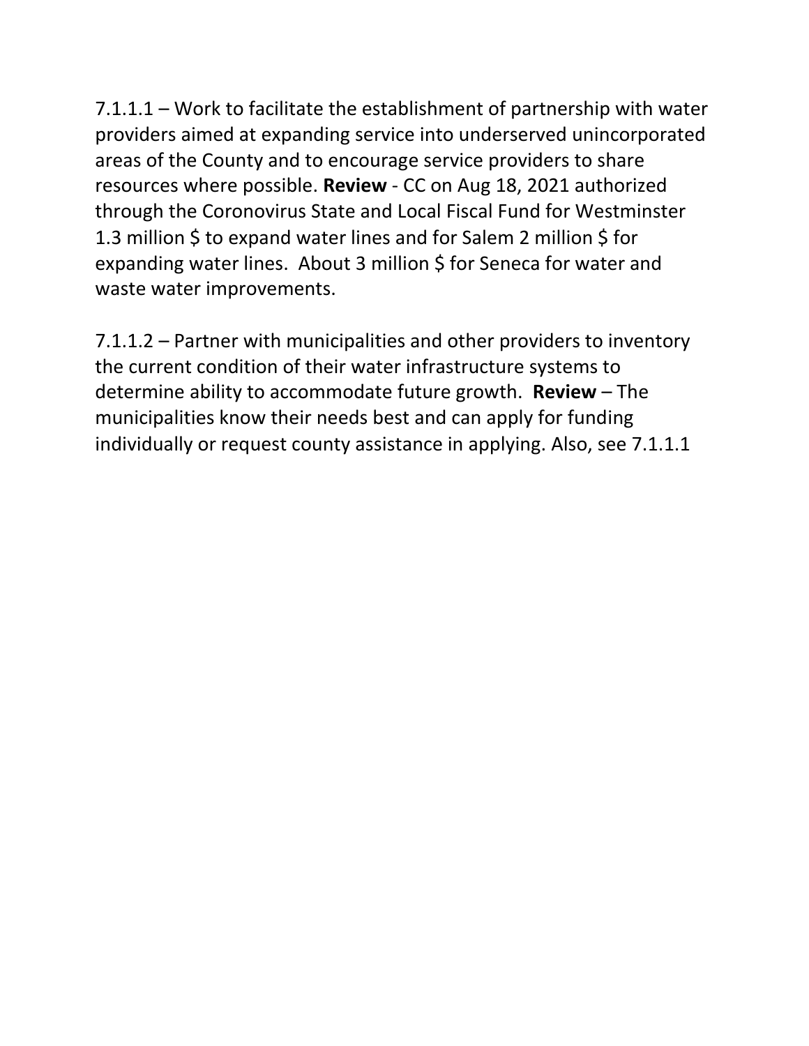7.1.1.1 – Work to facilitate the establishment of partnership with water providers aimed at expanding service into underserved unincorporated areas of the County and to encourage service providers to share resources where possible. **Review** - CC on Aug 18, 2021 authorized through the Coronovirus State and Local Fiscal Fund for Westminster 1.3 million $ to expand water lines and for Salem 2 million $ for expanding water lines. About 3 million $ for Seneca for water and waste water improvements.

7.1.1.2 – Partner with municipalities and other providers to inventory the current condition of their water infrastructure systems to determine ability to accommodate future growth. **Review** – The municipalities know their needs best and can apply for funding individually or request county assistance in applying. Also, see 7.1.1.1